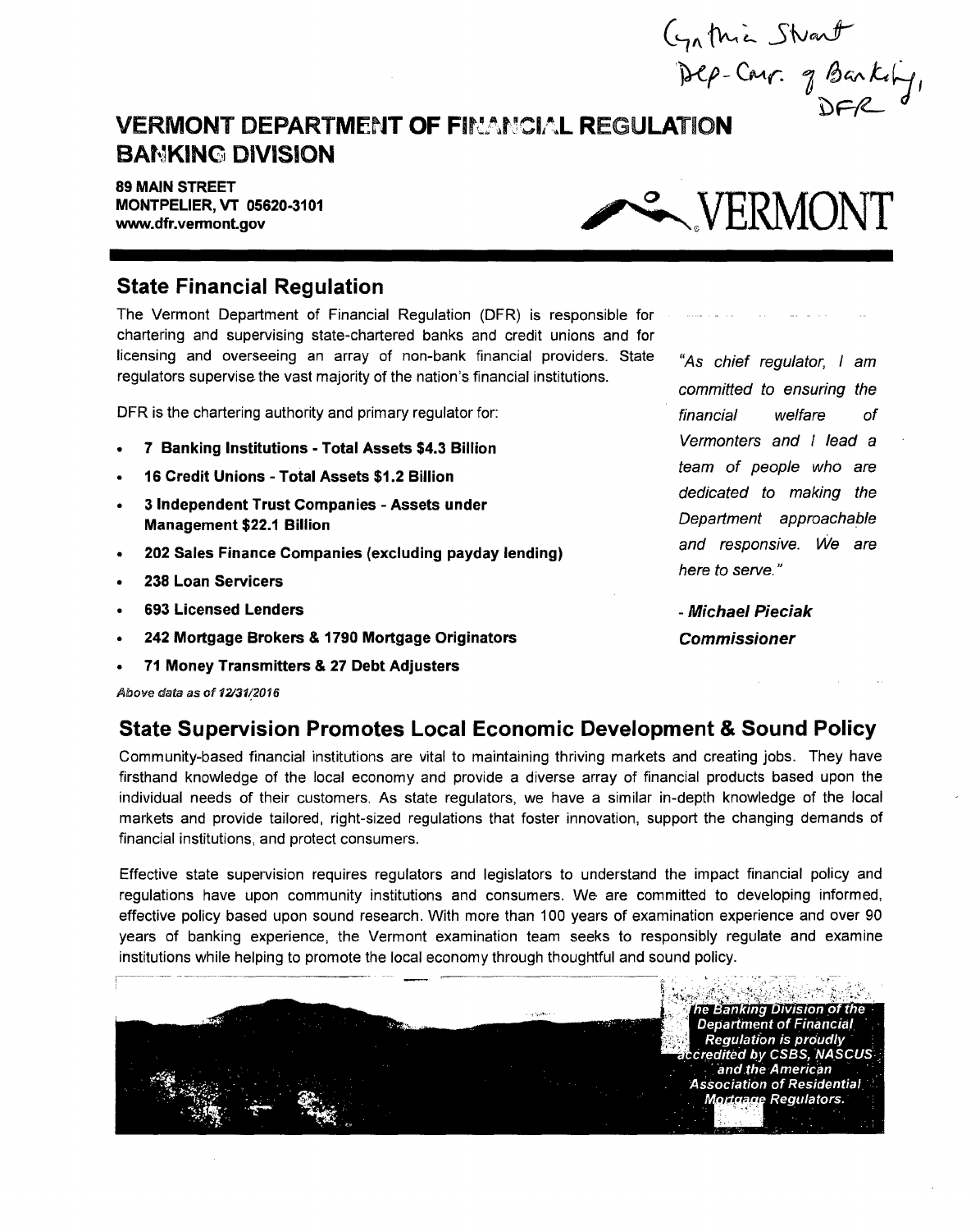Cynthia Stuart
Dep-Comr. of Banking, DFR

# VERMONT DEPARTMENT OF FINANCIAL REGULATION BANKING DIVISION

**89 MAIN STREET**
**MONTPELIER, VT 05620-3101**
**www.dfr.vermont.gov**

VERMONT

## State Financial Regulation

The Vermont Department of Financial Regulation (DFR) is responsible for chartering and supervising state-chartered banks and credit unions and for licensing and overseeing an array of non-bank financial providers. State regulators supervise the vast majority of the nation's financial institutions.

DFR is the chartering authority and primary regulator for:

- **7 Banking Institutions - Total Assets $4.3 Billion**
- **16 Credit Unions - Total Assets $1.2 Billion**
- **3 Independent Trust Companies - Assets under Management $22.1 Billion**
- **202 Sales Finance Companies (excluding payday lending)**
- **238 Loan Servicers**
- **693 Licensed Lenders**
- **242 Mortgage Brokers & 1790 Mortgage Originators**
- **71 Money Transmitters & 27 Debt Adjusters**

*Above data as of 12/31/2016*

*"As chief regulator, I am committed to ensuring the financial welfare of Vermonters and I lead a team of people who are dedicated to making the Department approachable and responsive. We are here to serve."*

***- Michael Pieciak***
***Commissioner***

## State Supervision Promotes Local Economic Development & Sound Policy

Community-based financial institutions are vital to maintaining thriving markets and creating jobs. They have firsthand knowledge of the local economy and provide a diverse array of financial products based upon the individual needs of their customers. As state regulators, we have a similar in-depth knowledge of the local markets and provide tailored, right-sized regulations that foster innovation, support the changing demands of financial institutions, and protect consumers.

Effective state supervision requires regulators and legislators to understand the impact financial policy and regulations have upon community institutions and consumers. We are committed to developing informed, effective policy based upon sound research. With more than 100 years of examination experience and over 90 years of banking experience, the Vermont examination team seeks to responsibly regulate and examine institutions while helping to promote the local economy through thoughtful and sound policy.

*The Banking Division of the Department of Financial Regulation is proudly accredited by CSBS, NASCUS and the American Association of Residential Mortgage Regulators.*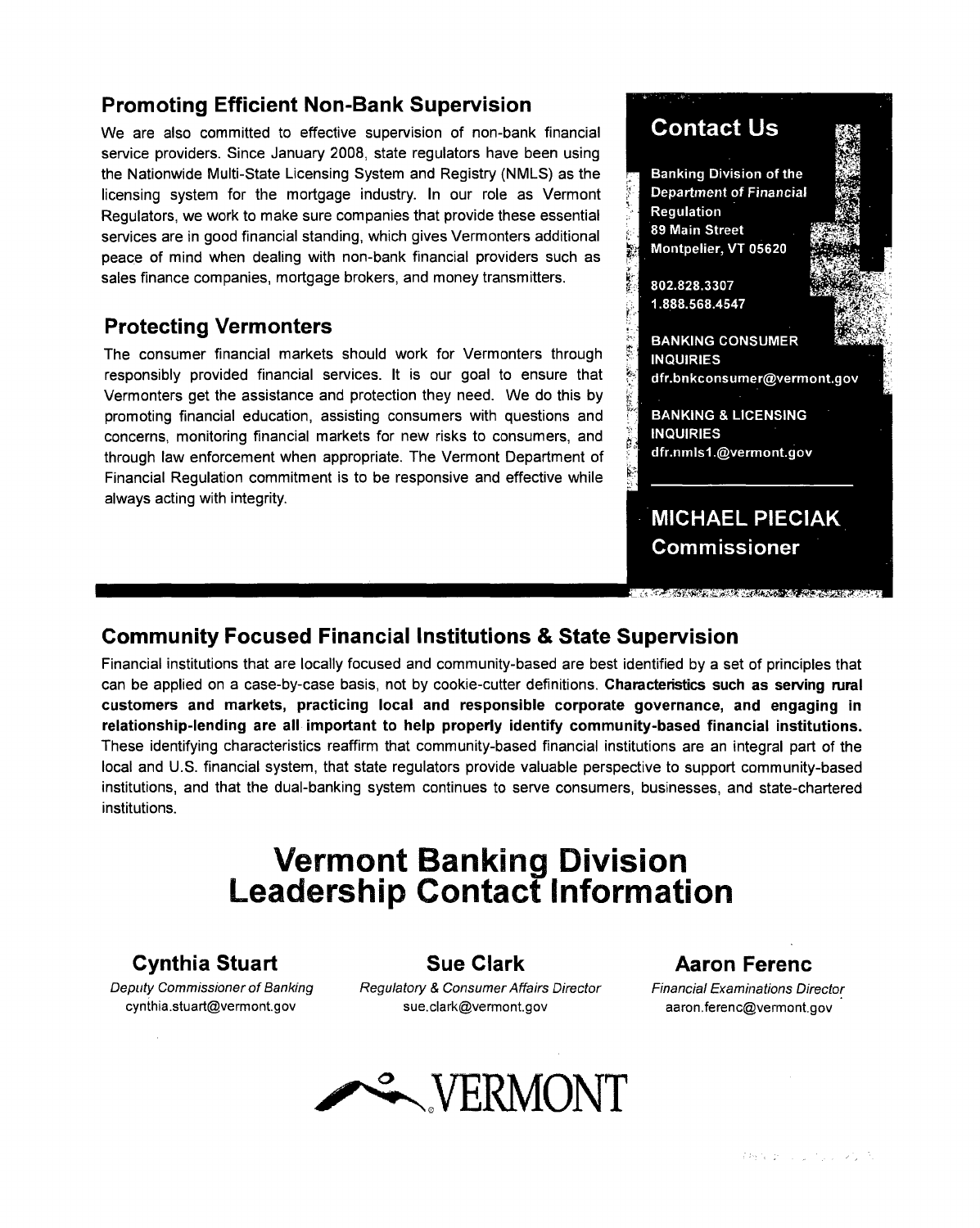## Promoting Efficient Non-Bank Supervision

We are also committed to effective supervision of non-bank financial service providers. Since January 2008, state regulators have been using the Nationwide Multi-State Licensing System and Registry (NMLS) as the licensing system for the mortgage industry. In our role as Vermont Regulators, we work to make sure companies that provide these essential services are in good financial standing, which gives Vermonters additional peace of mind when dealing with non-bank financial providers such as sales finance companies, mortgage brokers, and money transmitters.

## Protecting Vermonters

The consumer financial markets should work for Vermonters through responsibly provided financial services. It is our goal to ensure that Vermonters get the assistance and protection they need. We do this by promoting financial education, assisting consumers with questions and concerns, monitoring financial markets for new risks to consumers, and through law enforcement when appropriate. The Vermont Department of Financial Regulation commitment is to be responsive and effective while always acting with integrity.

## Contact Us

**Banking Division of the Department of Financial Regulation**
**89 Main Street**
**Montpelier, VT 05620**

**802.828.3307**
**1.888.568.4547**

**BANKING CONSUMER INQUIRIES**
**dfr.bnkconsumer@vermont.gov**

**BANKING & LICENSING INQUIRIES**
**dfr.nmls1.@vermont.gov**

**MICHAEL PIECIAK**
**Commissioner**

## Community Focused Financial Institutions & State Supervision

Financial institutions that are locally focused and community-based are best identified by a set of principles that can be applied on a case-by-case basis, not by cookie-cutter definitions. **Characteristics such as serving rural customers and markets, practicing local and responsible corporate governance, and engaging in relationship-lending are all important to help properly identify community-based financial institutions.** These identifying characteristics reaffirm that community-based financial institutions are an integral part of the local and U.S. financial system, that state regulators provide valuable perspective to support community-based institutions, and that the dual-banking system continues to serve consumers, businesses, and state-chartered institutions.

# Vermont Banking Division Leadership Contact Information

**Cynthia Stuart**
*Deputy Commissioner of Banking*
cynthia.stuart@vermont.gov

**Sue Clark**
*Regulatory & Consumer Affairs Director*
sue.clark@vermont.gov

**Aaron Ferenc**
*Financial Examinations Director*
aaron.ferenc@vermont.gov

VERMONT